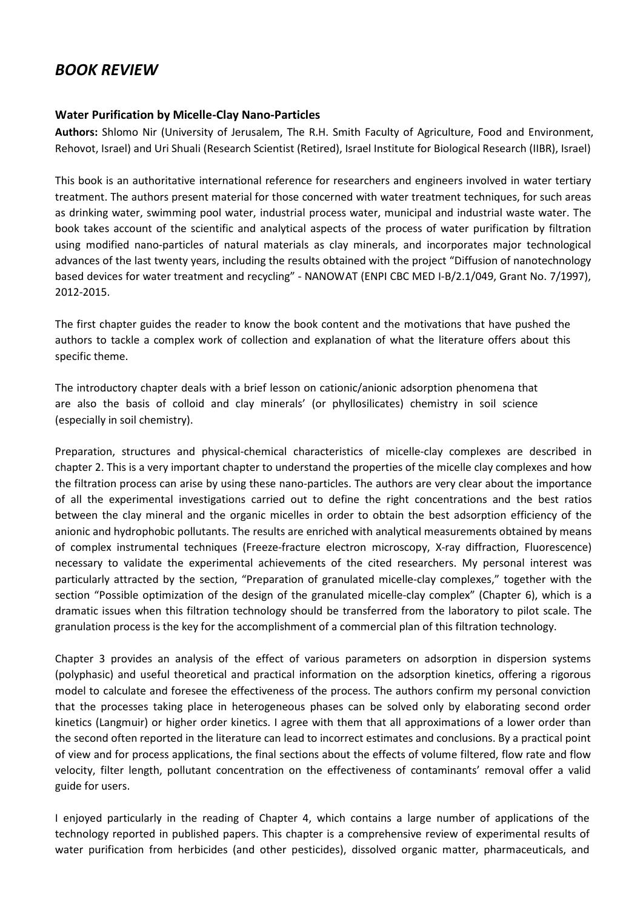# *BOOK REVIEW*

### Water Purification by Micelle-Clay Nano-Particles

**Authors:** Shlomo Nir (University of Jerusalem, The R.H. Smith Faculty of Agriculture, Food and Environment, Rehovot, Israel) and Uri Shuali (Research Scientist (Retired), Israel Institute for Biological Research (IIBR), Israel)

This book is an authoritative international reference for researchers and engineers involved in water tertiary treatment. The authors present material for those concerned with water treatment techniques, for such areas as drinking water, swimming pool water, industrial process water, municipal and industrial waste water. The book takes account of the scientific and analytical aspects of the process of water purification by filtration using modified nano-particles of natural materials as clay minerals, and incorporates major technological advances of the last twenty years, including the results obtained with the project "Diffusion of nanotechnology based devices for water treatment and recycling" - NANOWAT (ENPI CBC MED I-B/2.1/049, Grant No. 7/1997), 2012-2015.

The first chapter guides the reader to know the book content and the motivations that have pushed the authors to tackle a complex work of collection and explanation of what the literature offers about this specific theme.

The introductory chapter deals with a brief lesson on cationic/anionic adsorption phenomena that are also the basis of colloid and clay minerals' (or phyllosilicates) chemistry in soil science (especially in soil chemistry).

Preparation, structures and physical-chemical characteristics of micelle-clay complexes are described in chapter 2. This is a very important chapter to understand the properties of the micelle clay complexes and how the filtration process can arise by using these nano-particles. The authors are very clear about the importance of all the experimental investigations carried out to define the right concentrations and the best ratios between the clay mineral and the organic micelles in order to obtain the best adsorption efficiency of the anionic and hydrophobic pollutants. The results are enriched with analytical measurements obtained by means of complex instrumental techniques (Freeze-fracture electron microscopy, X-ray diffraction, Fluorescence) necessary to validate the experimental achievements of the cited researchers. My personal interest was particularly attracted by the section, "Preparation of granulated micelle-clay complexes," together with the section "Possible optimization of the design of the granulated micelle-clay complex" (Chapter 6), which is a dramatic issues when this filtration technology should be transferred from the laboratory to pilot scale. The granulation process is the key for the accomplishment of a commercial plan of this filtration technology.

Chapter 3 provides an analysis of the effect of various parameters on adsorption in dispersion systems (polyphasic) and useful theoretical and practical information on the adsorption kinetics, offering a rigorous model to calculate and foresee the effectiveness of the process. The authors confirm my personal conviction that the processes taking place in heterogeneous phases can be solved only by elaborating second order kinetics (Langmuir) or higher order kinetics. I agree with them that all approximations of a lower order than the second often reported in the literature can lead to incorrect estimates and conclusions. By a practical point of view and for process applications, the final sections about the effects of volume filtered, flow rate and flow velocity, filter length, pollutant concentration on the effectiveness of contaminants' removal offer a valid guide for users.

I enjoyed particularly in the reading of Chapter 4, which contains a large number of applications of the technology reported in published papers. This chapter is a comprehensive review of experimental results of water purification from herbicides (and other pesticides), dissolved organic matter, pharmaceuticals, and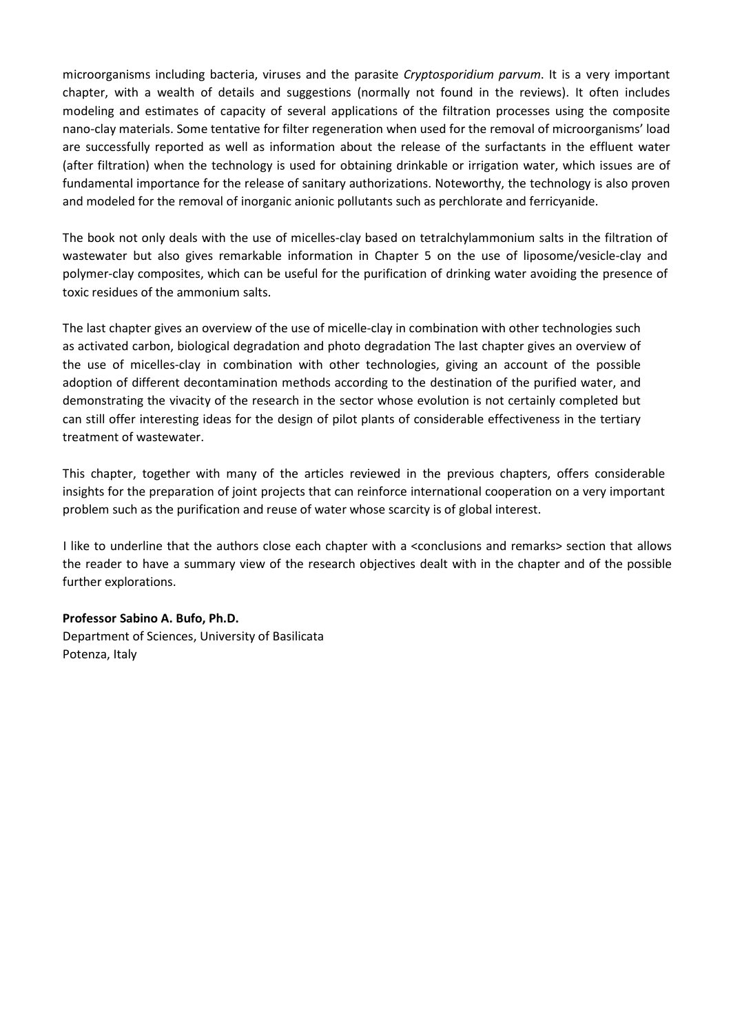microorganisms including bacteria, viruses and the parasite *Cryptosporidium parvum*. It is a very important chapter, with a wealth of details and suggestions (normally not found in the reviews). It often includes modeling and estimates of capacity of several applications of the filtration processes using the composite nano-clay materials. Some tentative for filter regeneration when used for the removal of microorganisms' load are successfully reported as well as information about the release of the surfactants in the effluent water (after filtration) when the technology is used for obtaining drinkable or irrigation water, which issues are of fundamental importance for the release of sanitary authorizations. Noteworthy, the technology is also proven and modeled for the removal of inorganic anionic pollutants such as perchlorate and ferricyanide.

The book not only deals with the use of micelles-clay based on tetralchylammonium salts in the filtration of wastewater but also gives remarkable information in Chapter 5 on the use of liposome/vesicle-clay and polymer-clay composites, which can be useful for the purification of drinking water avoiding the presence of toxic residues of the ammonium salts.

The last chapter gives an overview of the use of micelle-clay in combination with other technologies such as activated carbon, biological degradation and photo degradation The last chapter gives an overview of the use of micelles-clay in combination with other technologies, giving an account of the possible adoption of different decontamination methods according to the destination of the purified water, and demonstrating the vivacity of the research in the sector whose evolution is not certainly completed but can still offer interesting ideas for the design of pilot plants of considerable effectiveness in the tertiary treatment of wastewater.

This chapter, together with many of the articles reviewed in the previous chapters, offers considerable insights for the preparation of joint projects that can reinforce international cooperation on a very important problem such as the purification and reuse of water whose scarcity is of global interest.

I like to underline that the authors close each chapter with a <conclusions and remarks> section that allows the reader to have a summary view of the research objectives dealt with in the chapter and of the possible further explorations.

**Professor Sabino A. Bufo, Ph.D.**
Department of Sciences, University of Basilicata
Potenza, Italy